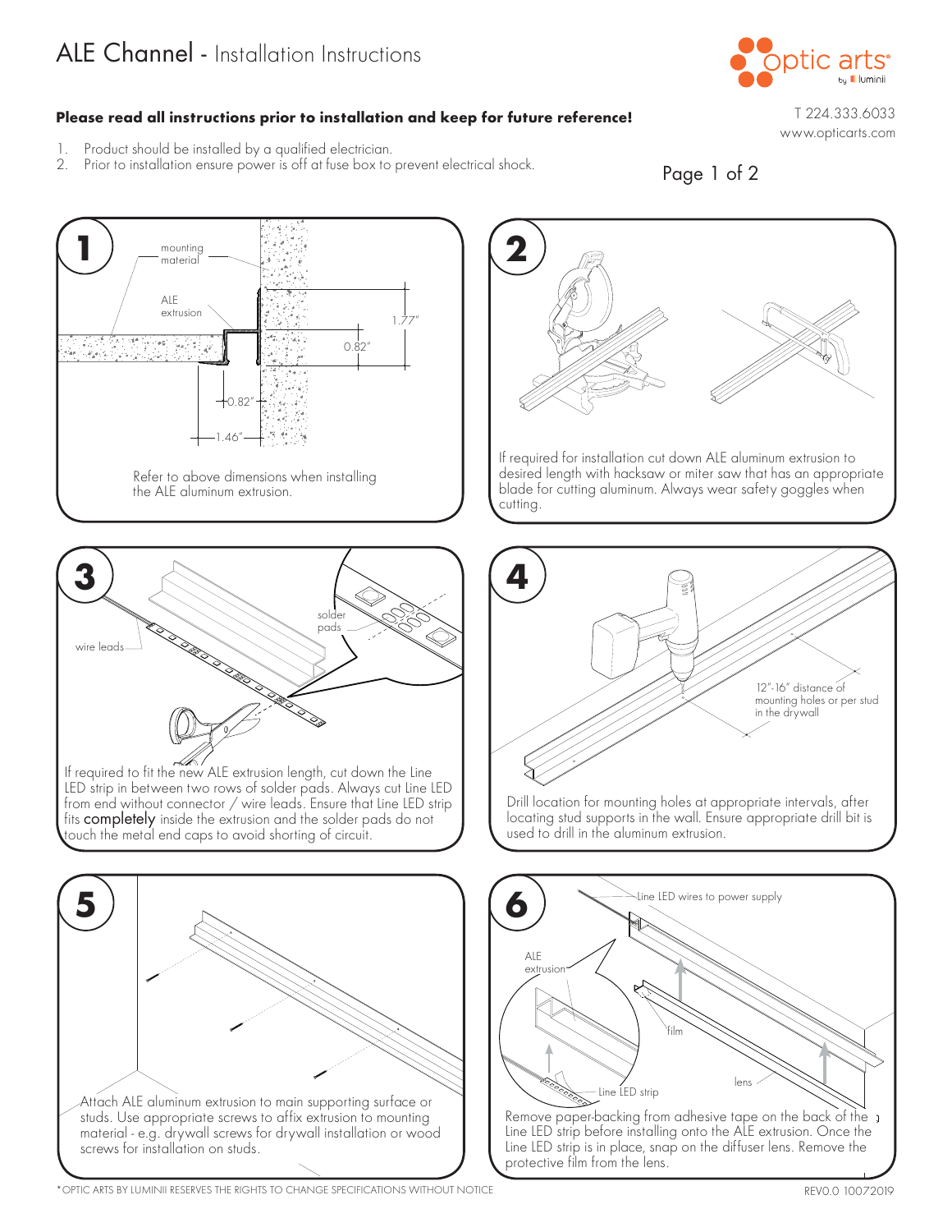# ALE Channel - Installation Instructions

optic arts by luminii

T 224.333.6033
www.opticarts.com

**Please read all instructions prior to installation and keep for future reference!**

1. Product should be installed by a qualified electrician.
2. Prior to installation ensure power is off at fuse box to prevent electrical shock.

## 1

mounting material

ALE extrusion

1.77"

0.82"

0.82"

1.46"

Refer to above dimensions when installing the ALE aluminum extrusion.

## 2

If required for installation cut down ALE aluminum extrusion to desired length with hacksaw or miter saw that has an appropriate blade for cutting aluminum. Always wear safety goggles when cutting.

## 3

solder pads

wire leads

If required to fit the new ALE extrusion length, cut down the Line LED strip in between two rows of solder pads. Always cut Line LED from end without connector / wire leads. Ensure that Line LED strip fits **completely** inside the extrusion and the solder pads do not touch the metal end caps to avoid shorting of circuit.

## 4

12"-16" distance of mounting holes or per stud in the drywall

Drill location for mounting holes at appropriate intervals, after locating stud supports in the wall. Ensure appropriate drill bit is used to drill in the aluminum extrusion.

## 5

Attach ALE aluminum extrusion to main supporting surface or studs. Use appropriate screws to affix extrusion to mounting material - e.g. drywall screws for drywall installation or wood screws for installation on studs.

## 6

Line LED wires to power supply

ALE extrusion

film

lens

Line LED strip

Remove paper-backing from adhesive tape on the back of the Line LED strip before installing onto the ALE extrusion. Once the Line LED strip is in place, snap on the diffuser lens. Remove the protective film from the lens.

*OPTIC ARTS BY LUMINII RESERVES THE RIGHTS TO CHANGE SPECIFICATIONS WITHOUT NOTICE

REV0.0 10072019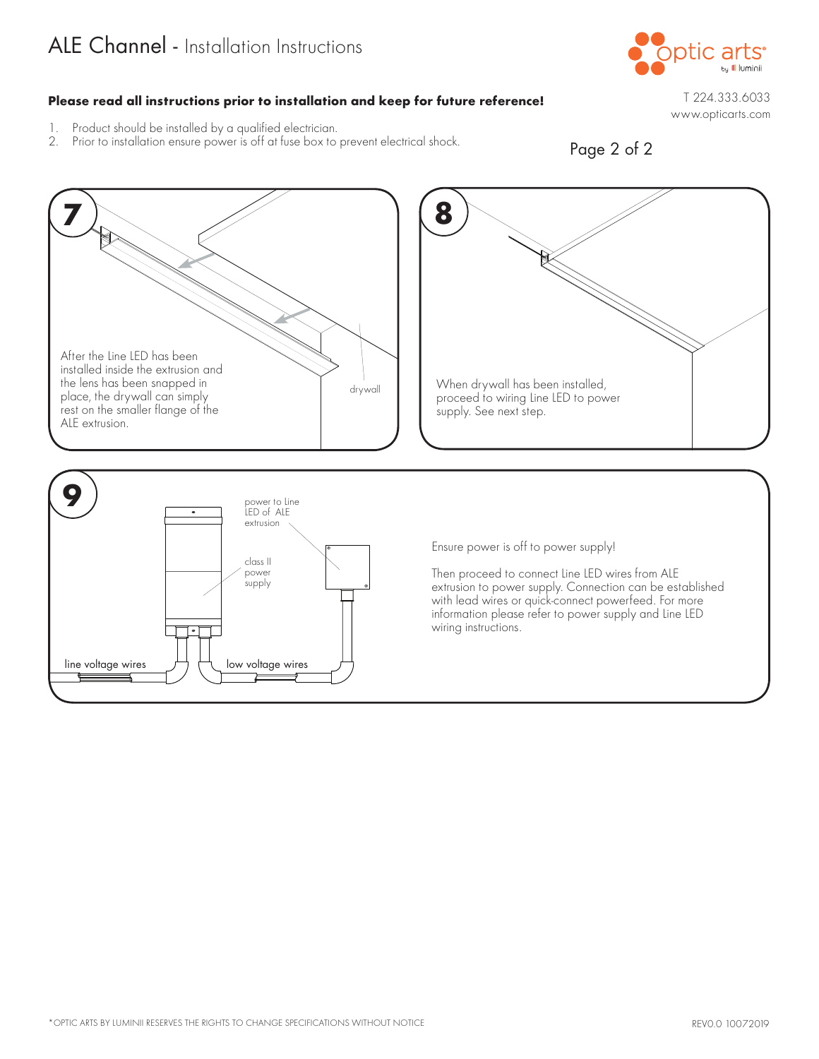# ALE Channel - Installation Instructions

T 224.333.6033
www.opticarts.com

**Please read all instructions prior to installation and keep for future reference!**

1. Product should be installed by a qualified electrician.
2. Prior to installation ensure power is off at fuse box to prevent electrical shock.

## 7

After the Line LED has been installed inside the extrusion and the lens has been snapped in place, the drywall can simply rest on the smaller flange of the ALE extrusion.

drywall

## 8

When drywall has been installed, proceed to wiring Line LED to power supply. See next step.

## 9

power to Line LED of ALE extrusion

class II power supply

line voltage wires

low voltage wires

Ensure power is off to power supply!

Then proceed to connect Line LED wires from ALE extrusion to power supply. Connection can be established with lead wires or quick-connect powerfeed. For more information please refer to power supply and Line LED wiring instructions.

*OPTIC ARTS BY LUMINII RESERVES THE RIGHTS TO CHANGE SPECIFICATIONS WITHOUT NOTICE

REV0.0 10072019